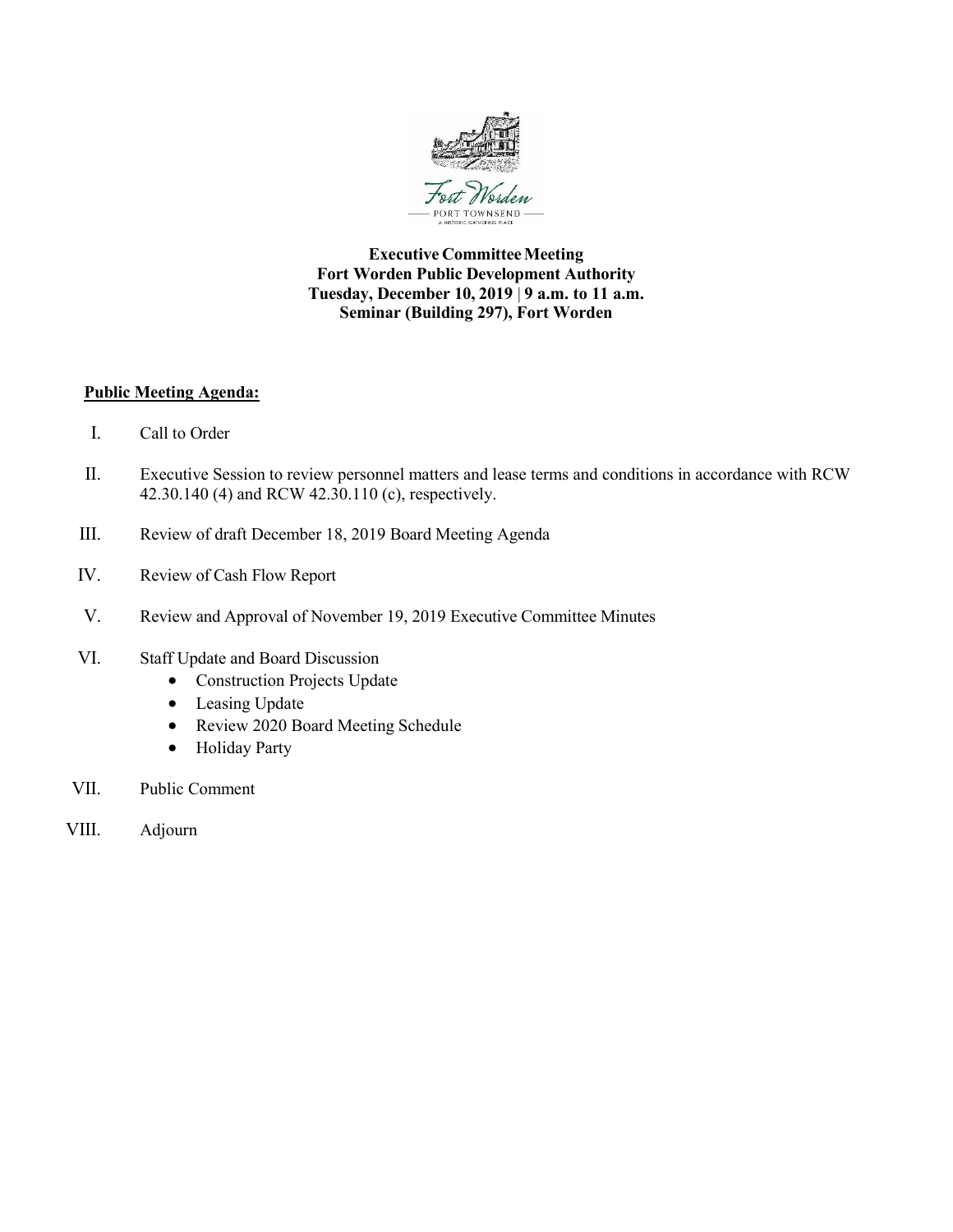**Executive Committee Meeting**
**Fort Worden Public Development Authority**
**Tuesday, December 10, 2019 | 9 a.m. to 11 a.m.**
**Seminar (Building 297), Fort Worden**

**Public Meeting Agenda:**

I. Call to Order

II. Executive Session to review personnel matters and lease terms and conditions in accordance with RCW 42.30.140 (4) and RCW 42.30.110 (c), respectively.

III. Review of draft December 18, 2019 Board Meeting Agenda

IV. Review of Cash Flow Report

V. Review and Approval of November 19, 2019 Executive Committee Minutes

VI. Staff Update and Board Discussion
- Construction Projects Update
- Leasing Update
- Review 2020 Board Meeting Schedule
- Holiday Party

VII. Public Comment

VIII. Adjourn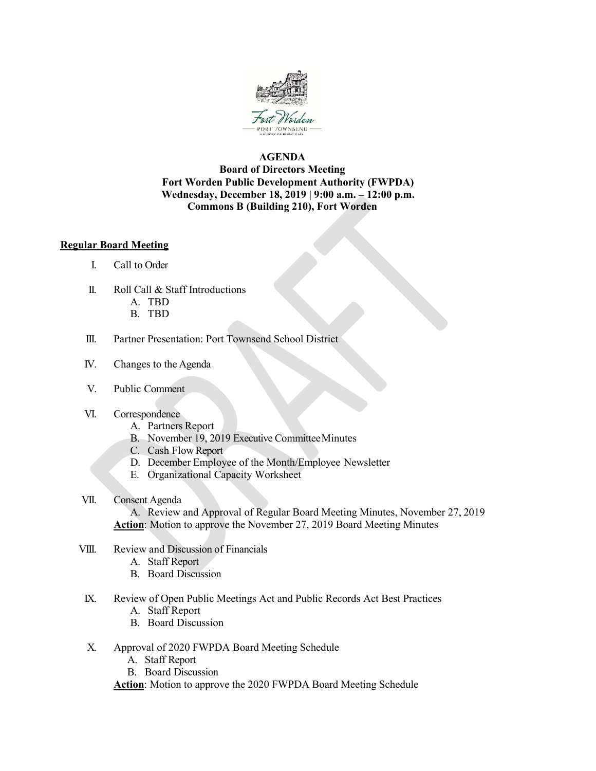**AGENDA**
**Board of Directors Meeting**
**Fort Worden Public Development Authority (FWPDA)**
**Wednesday, December 18, 2019 | 9:00 a.m. – 12:00 p.m.**
**Commons B (Building 210), Fort Worden**

## Regular Board Meeting

I. Call to Order

II. Roll Call & Staff Introductions
   A. TBD
   B. TBD

III. Partner Presentation: Port Townsend School District

IV. Changes to the Agenda

V. Public Comment

VI. Correspondence
   A. Partners Report
   B. November 19, 2019 Executive Committee Minutes
   C. Cash Flow Report
   D. December Employee of the Month/Employee Newsletter
   E. Organizational Capacity Worksheet

VII. Consent Agenda
   A. Review and Approval of Regular Board Meeting Minutes, November 27, 2019
   **Action**: Motion to approve the November 27, 2019 Board Meeting Minutes

VIII. Review and Discussion of Financials
   A. Staff Report
   B. Board Discussion

IX. Review of Open Public Meetings Act and Public Records Act Best Practices
   A. Staff Report
   B. Board Discussion

X. Approval of 2020 FWPDA Board Meeting Schedule
   A. Staff Report
   B. Board Discussion
   **Action**: Motion to approve the 2020 FWPDA Board Meeting Schedule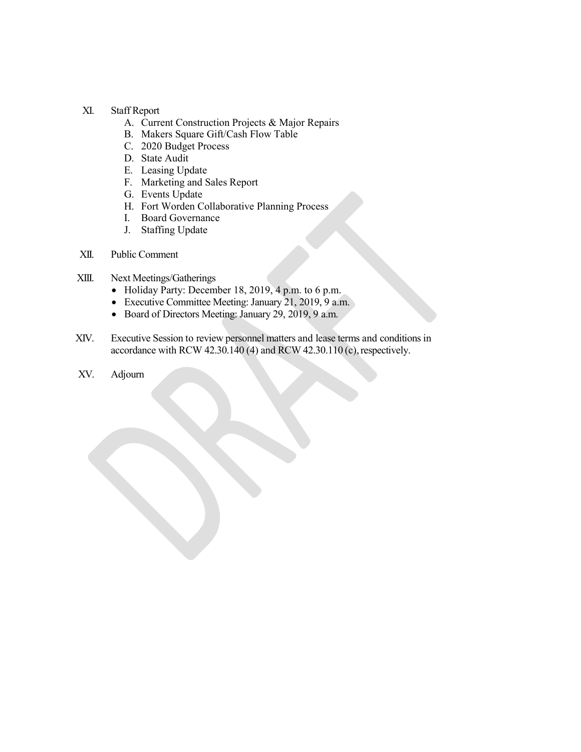XI. Staff Report
   A. Current Construction Projects & Major Repairs
   B. Makers Square Gift/Cash Flow Table
   C. 2020 Budget Process
   D. State Audit
   E. Leasing Update
   F. Marketing and Sales Report
   G. Events Update
   H. Fort Worden Collaborative Planning Process
   I. Board Governance
   J. Staffing Update

XII. Public Comment

XIII. Next Meetings/Gatherings
- Holiday Party: December 18, 2019, 4 p.m. to 6 p.m.
- Executive Committee Meeting: January 21, 2019, 9 a.m.
- Board of Directors Meeting: January 29, 2019, 9 a.m.

XIV. Executive Session to review personnel matters and lease terms and conditions in accordance with RCW 42.30.140 (4) and RCW 42.30.110 (c), respectively.

XV. Adjourn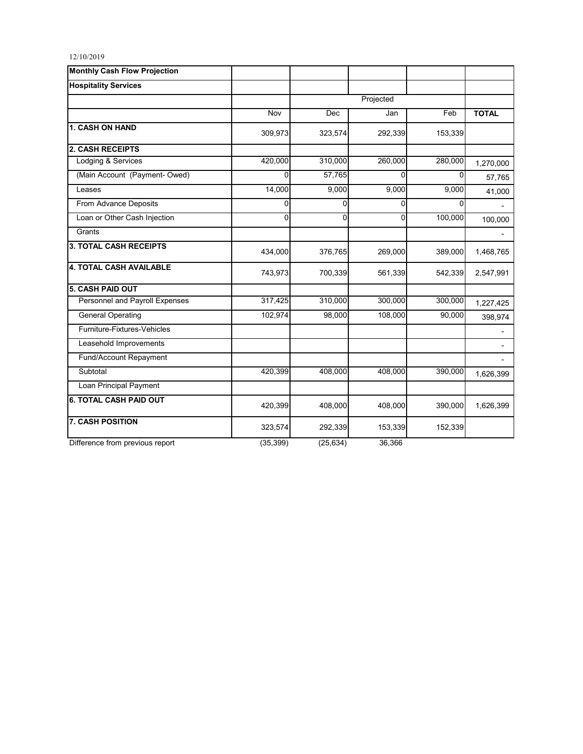12/10/2019

| | | | | | |
|---|---|---|---|---|---|
| **Monthly Cash Flow Projection** | | | | | |
| **Hospitality Services** | | | | | |
| | | Projected | | | |
| | Nov | Dec | Jan | Feb | **TOTAL** |
| **1. CASH ON HAND** | 309,973 | 323,574 | 292,339 | 153,339 | |
| **2. CASH RECEIPTS** | | | | | |
| Lodging & Services | 420,000 | 310,000 | 260,000 | 280,000 | 1,270,000 |
| (Main Account (Payment- Owed) | 0 | 57,765 | 0 | 0 | 57,765 |
| Leases | 14,000 | 9,000 | 9,000 | 9,000 | 41,000 |
| From Advance Deposits | 0 | 0 | 0 | 0 | - |
| Loan or Other Cash Injection | 0 | 0 | 0 | 100,000 | 100,000 |
| Grants | | | | | - |
| **3. TOTAL CASH RECEIPTS** | 434,000 | 376,765 | 269,000 | 389,000 | 1,468,765 |
| **4. TOTAL CASH AVAILABLE** | 743,973 | 700,339 | 561,339 | 542,339 | 2,547,991 |
| **5. CASH PAID OUT** | | | | | |
| Personnel and Payroll Expenses | 317,425 | 310,000 | 300,000 | 300,000 | 1,227,425 |
| General Operating | 102,974 | 98,000 | 108,000 | 90,000 | 398,974 |
| Furniture-Fixtures-Vehicles | | | | | - |
| Leasehold Improvements | | | | | - |
| Fund/Account Repayment | | | | | - |
| Subtotal | 420,399 | 408,000 | 408,000 | 390,000 | 1,626,399 |
| Loan Principal Payment | | | | | |
| **6. TOTAL CASH PAID OUT** | 420,399 | 408,000 | 408,000 | 390,000 | 1,626,399 |
| **7. CASH POSITION** | 323,574 | 292,339 | 153,339 | 152,339 | |
| Difference from previous report | (35,399) | (25,634) | 36,366 | | |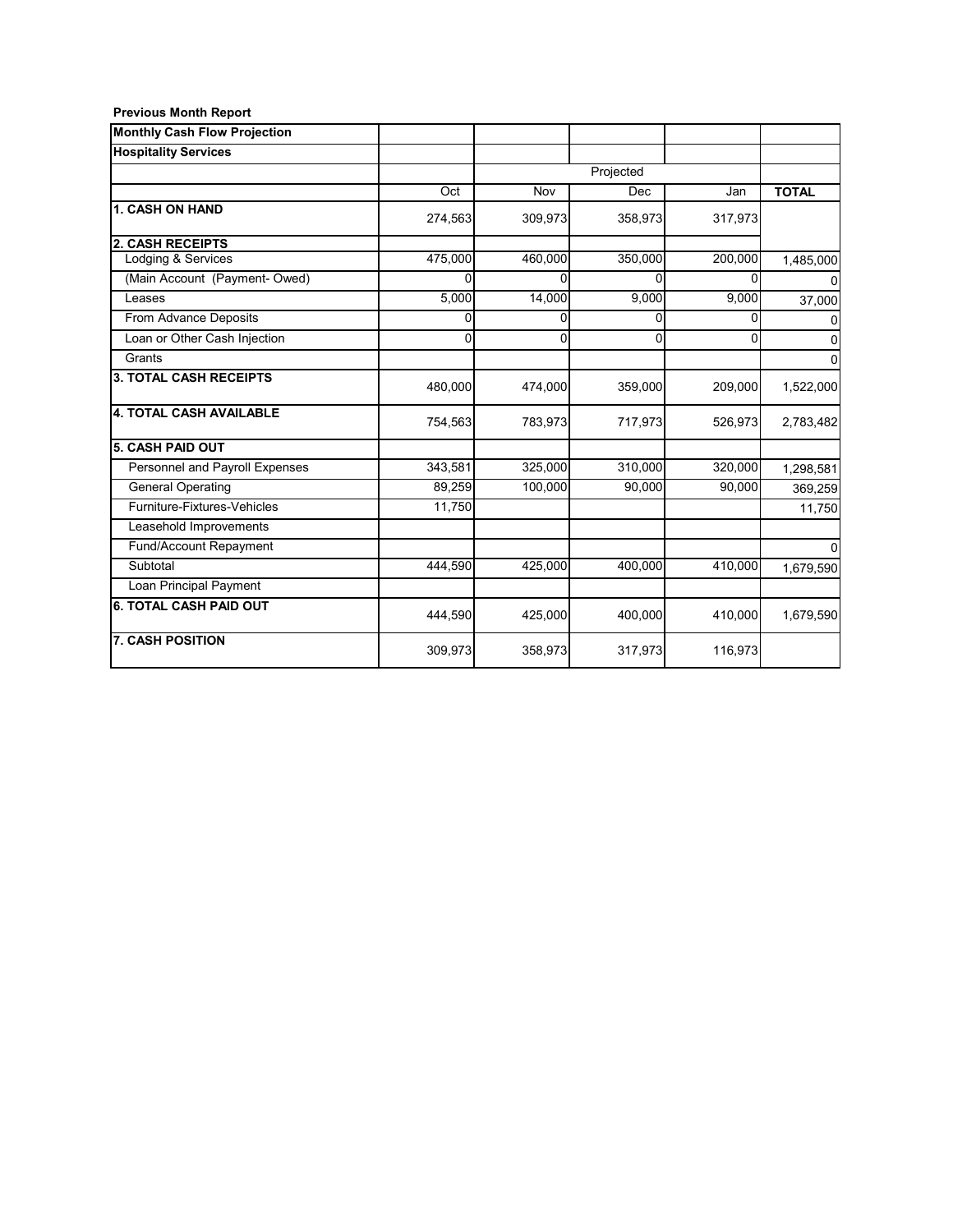**Previous Month Report**

| Monthly Cash Flow Projection | | | | | |
|---|---|---|---|---|---|
| Hospitality Services | | | | | |
| | | Projected | | | |
| | Oct | Nov | Dec | Jan | TOTAL |
| **1. CASH ON HAND** | 274,563 | 309,973 | 358,973 | 317,973 | |
| **2. CASH RECEIPTS** | | | | | |
| Lodging & Services | 475,000 | 460,000 | 350,000 | 200,000 | 1,485,000 |
| (Main Account (Payment- Owed) | 0 | 0 | 0 | 0 | 0 |
| Leases | 5,000 | 14,000 | 9,000 | 9,000 | 37,000 |
| From Advance Deposits | 0 | 0 | 0 | 0 | 0 |
| Loan or Other Cash Injection | 0 | 0 | 0 | 0 | 0 |
| Grants | | | | | 0 |
| **3. TOTAL CASH RECEIPTS** | 480,000 | 474,000 | 359,000 | 209,000 | 1,522,000 |
| **4. TOTAL CASH AVAILABLE** | 754,563 | 783,973 | 717,973 | 526,973 | 2,783,482 |
| **5. CASH PAID OUT** | | | | | |
| Personnel and Payroll Expenses | 343,581 | 325,000 | 310,000 | 320,000 | 1,298,581 |
| General Operating | 89,259 | 100,000 | 90,000 | 90,000 | 369,259 |
| Furniture-Fixtures-Vehicles | 11,750 | | | | 11,750 |
| Leasehold Improvements | | | | | |
| Fund/Account Repayment | | | | | 0 |
| Subtotal | 444,590 | 425,000 | 400,000 | 410,000 | 1,679,590 |
| Loan Principal Payment | | | | | |
| **6. TOTAL CASH PAID OUT** | 444,590 | 425,000 | 400,000 | 410,000 | 1,679,590 |
| **7. CASH POSITION** | 309,973 | 358,973 | 317,973 | 116,973 | |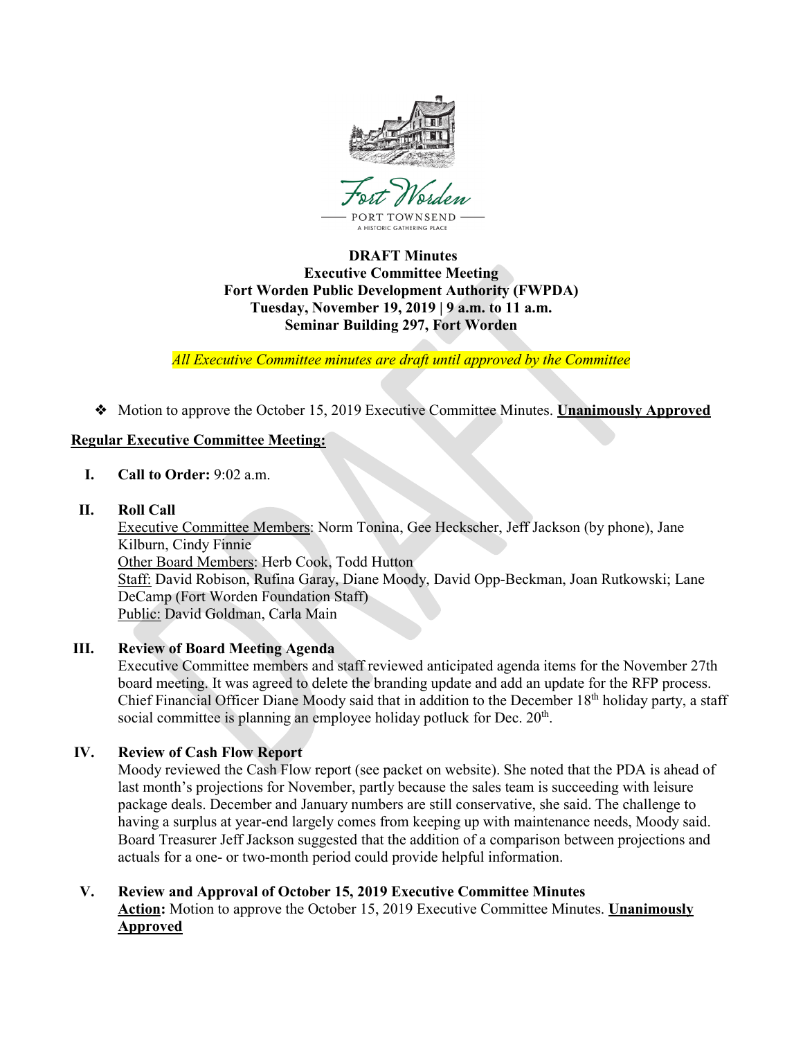**DRAFT Minutes**
**Executive Committee Meeting**
**Fort Worden Public Development Authority (FWPDA)**
**Tuesday, November 19, 2019 | 9 a.m. to 11 a.m.**
**Seminar Building 297, Fort Worden**

*All Executive Committee minutes are draft until approved by the Committee*

- Motion to approve the October 15, 2019 Executive Committee Minutes. **Unanimously Approved**

**Regular Executive Committee Meeting:**

**I. Call to Order:** 9:02 a.m.

**II. Roll Call**

Executive Committee Members: Norm Tonina, Gee Heckscher, Jeff Jackson (by phone), Jane Kilburn, Cindy Finnie
Other Board Members: Herb Cook, Todd Hutton
Staff: David Robison, Rufina Garay, Diane Moody, David Opp-Beckman, Joan Rutkowski; Lane DeCamp (Fort Worden Foundation Staff)
Public: David Goldman, Carla Main

**III. Review of Board Meeting Agenda**

Executive Committee members and staff reviewed anticipated agenda items for the November 27th board meeting. It was agreed to delete the branding update and add an update for the RFP process. Chief Financial Officer Diane Moody said that in addition to the December 18th holiday party, a staff social committee is planning an employee holiday potluck for Dec. 20th.

**IV. Review of Cash Flow Report**

Moody reviewed the Cash Flow report (see packet on website). She noted that the PDA is ahead of last month's projections for November, partly because the sales team is succeeding with leisure package deals. December and January numbers are still conservative, she said. The challenge to having a surplus at year-end largely comes from keeping up with maintenance needs, Moody said. Board Treasurer Jeff Jackson suggested that the addition of a comparison between projections and actuals for a one- or two-month period could provide helpful information.

**V. Review and Approval of October 15, 2019 Executive Committee Minutes**

**Action:** Motion to approve the October 15, 2019 Executive Committee Minutes. **Unanimously Approved**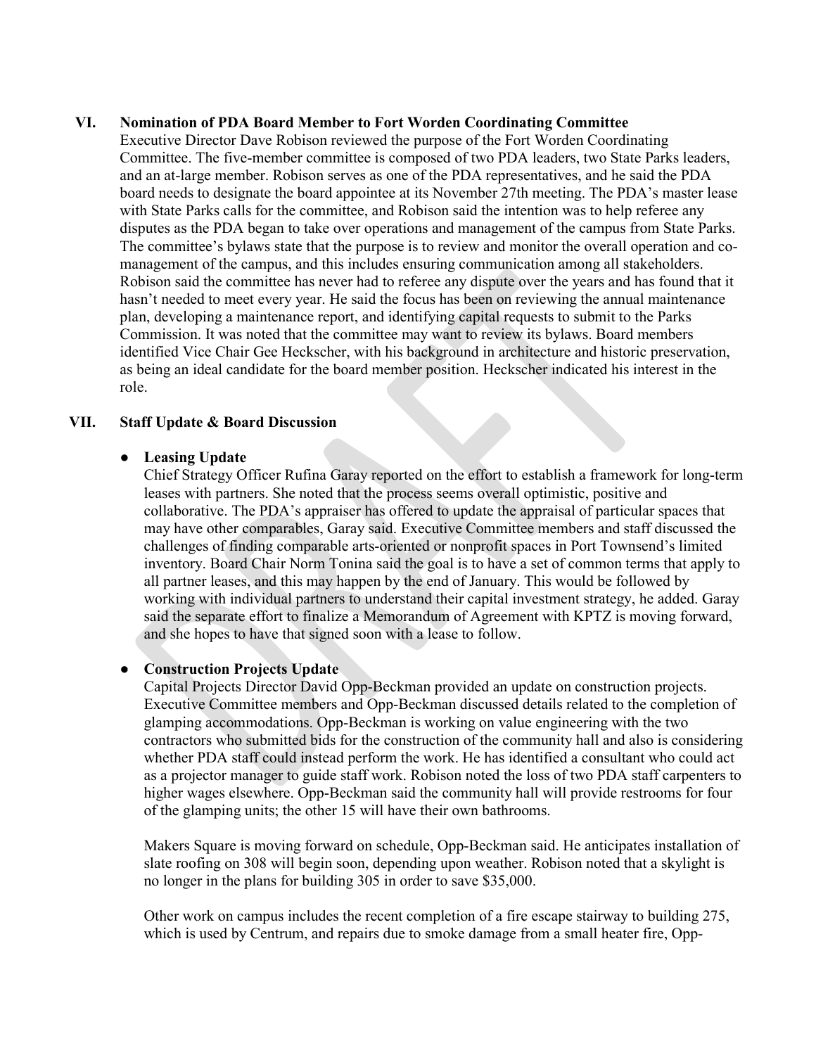## VI. Nomination of PDA Board Member to Fort Worden Coordinating Committee

Executive Director Dave Robison reviewed the purpose of the Fort Worden Coordinating Committee. The five-member committee is composed of two PDA leaders, two State Parks leaders, and an at-large member. Robison serves as one of the PDA representatives, and he said the PDA board needs to designate the board appointee at its November 27th meeting. The PDA's master lease with State Parks calls for the committee, and Robison said the intention was to help referee any disputes as the PDA began to take over operations and management of the campus from State Parks. The committee's bylaws state that the purpose is to review and monitor the overall operation and co-management of the campus, and this includes ensuring communication among all stakeholders. Robison said the committee has never had to referee any dispute over the years and has found that it hasn't needed to meet every year. He said the focus has been on reviewing the annual maintenance plan, developing a maintenance report, and identifying capital requests to submit to the Parks Commission. It was noted that the committee may want to review its bylaws. Board members identified Vice Chair Gee Heckscher, with his background in architecture and historic preservation, as being an ideal candidate for the board member position. Heckscher indicated his interest in the role.

## VII. Staff Update & Board Discussion

- **Leasing Update**

  Chief Strategy Officer Rufina Garay reported on the effort to establish a framework for long-term leases with partners. She noted that the process seems overall optimistic, positive and collaborative. The PDA's appraiser has offered to update the appraisal of particular spaces that may have other comparables, Garay said. Executive Committee members and staff discussed the challenges of finding comparable arts-oriented or nonprofit spaces in Port Townsend's limited inventory. Board Chair Norm Tonina said the goal is to have a set of common terms that apply to all partner leases, and this may happen by the end of January. This would be followed by working with individual partners to understand their capital investment strategy, he added. Garay said the separate effort to finalize a Memorandum of Agreement with KPTZ is moving forward, and she hopes to have that signed soon with a lease to follow.

- **Construction Projects Update**

  Capital Projects Director David Opp-Beckman provided an update on construction projects. Executive Committee members and Opp-Beckman discussed details related to the completion of glamping accommodations. Opp-Beckman is working on value engineering with the two contractors who submitted bids for the construction of the community hall and also is considering whether PDA staff could instead perform the work. He has identified a consultant who could act as a projector manager to guide staff work. Robison noted the loss of two PDA staff carpenters to higher wages elsewhere. Opp-Beckman said the community hall will provide restrooms for four of the glamping units; the other 15 will have their own bathrooms.

  Makers Square is moving forward on schedule, Opp-Beckman said. He anticipates installation of slate roofing on 308 will begin soon, depending upon weather. Robison noted that a skylight is no longer in the plans for building 305 in order to save $35,000.

  Other work on campus includes the recent completion of a fire escape stairway to building 275, which is used by Centrum, and repairs due to smoke damage from a small heater fire, Opp-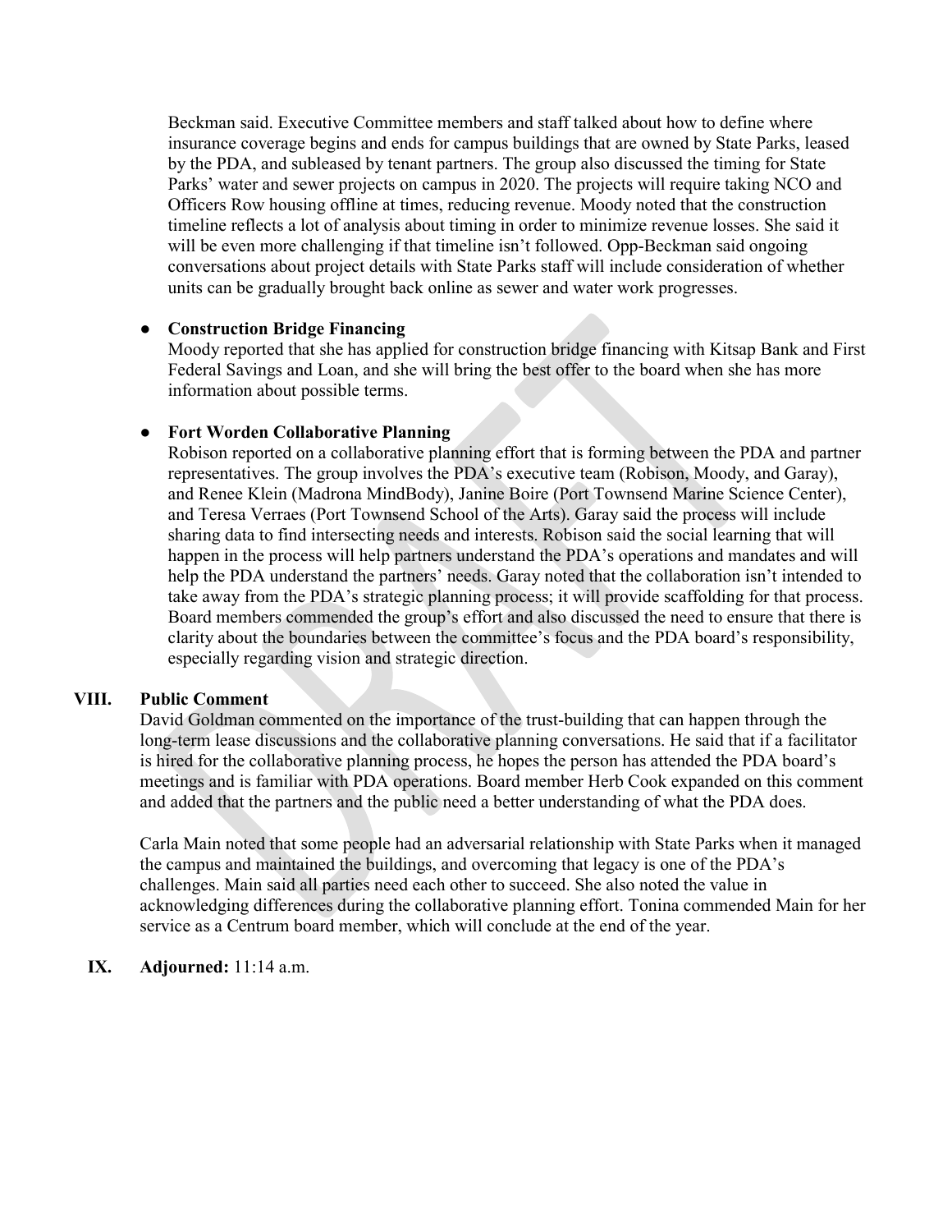Beckman said. Executive Committee members and staff talked about how to define where insurance coverage begins and ends for campus buildings that are owned by State Parks, leased by the PDA, and subleased by tenant partners. The group also discussed the timing for State Parks' water and sewer projects on campus in 2020. The projects will require taking NCO and Officers Row housing offline at times, reducing revenue. Moody noted that the construction timeline reflects a lot of analysis about timing in order to minimize revenue losses. She said it will be even more challenging if that timeline isn't followed. Opp-Beckman said ongoing conversations about project details with State Parks staff will include consideration of whether units can be gradually brought back online as sewer and water work progresses.

- **Construction Bridge Financing**
  Moody reported that she has applied for construction bridge financing with Kitsap Bank and First Federal Savings and Loan, and she will bring the best offer to the board when she has more information about possible terms.

- **Fort Worden Collaborative Planning**
  Robison reported on a collaborative planning effort that is forming between the PDA and partner representatives. The group involves the PDA's executive team (Robison, Moody, and Garay), and Renee Klein (Madrona MindBody), Janine Boire (Port Townsend Marine Science Center), and Teresa Verraes (Port Townsend School of the Arts). Garay said the process will include sharing data to find intersecting needs and interests. Robison said the social learning that will happen in the process will help partners understand the PDA's operations and mandates and will help the PDA understand the partners' needs. Garay noted that the collaboration isn't intended to take away from the PDA's strategic planning process; it will provide scaffolding for that process. Board members commended the group's effort and also discussed the need to ensure that there is clarity about the boundaries between the committee's focus and the PDA board's responsibility, especially regarding vision and strategic direction.

## VIII. Public Comment

David Goldman commented on the importance of the trust-building that can happen through the long-term lease discussions and the collaborative planning conversations. He said that if a facilitator is hired for the collaborative planning process, he hopes the person has attended the PDA board's meetings and is familiar with PDA operations. Board member Herb Cook expanded on this comment and added that the partners and the public need a better understanding of what the PDA does.

Carla Main noted that some people had an adversarial relationship with State Parks when it managed the campus and maintained the buildings, and overcoming that legacy is one of the PDA's challenges. Main said all parties need each other to succeed. She also noted the value in acknowledging differences during the collaborative planning effort. Tonina commended Main for her service as a Centrum board member, which will conclude at the end of the year.

## IX. Adjourned: 11:14 a.m.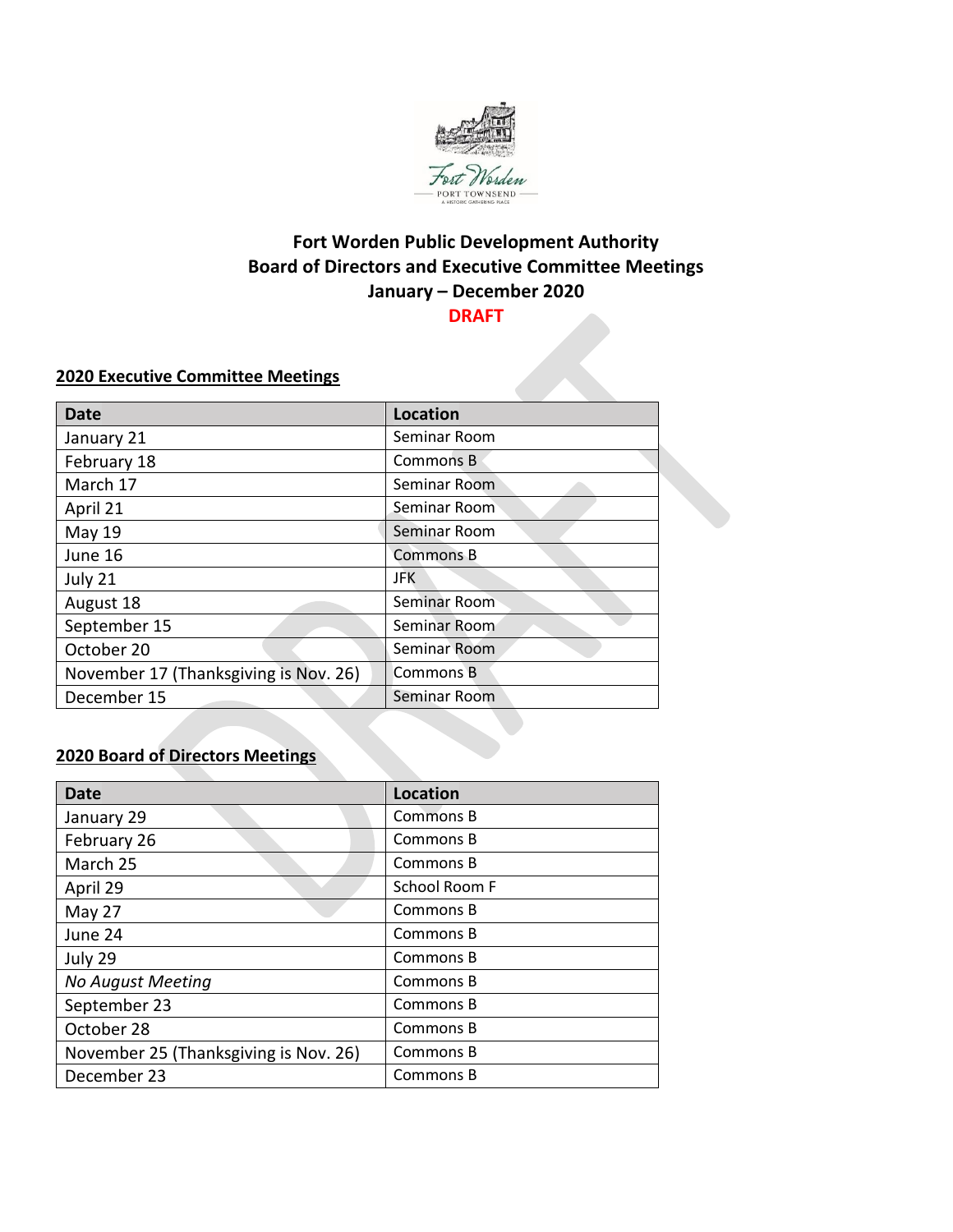Fort Worden
PORT TOWNSEND
A HISTORIC GATHERING PLACE

# Fort Worden Public Development Authority
# Board of Directors and Executive Committee Meetings
# January – December 2020
# DRAFT

## 2020 Executive Committee Meetings

| Date | Location |
|---|---|
| January 21 | Seminar Room |
| February 18 | Commons B |
| March 17 | Seminar Room |
| April 21 | Seminar Room |
| May 19 | Seminar Room |
| June 16 | Commons B |
| July 21 | JFK |
| August 18 | Seminar Room |
| September 15 | Seminar Room |
| October 20 | Seminar Room |
| November 17 (Thanksgiving is Nov. 26) | Commons B |
| December 15 | Seminar Room |

## 2020 Board of Directors Meetings

| Date | Location |
|---|---|
| January 29 | Commons B |
| February 26 | Commons B |
| March 25 | Commons B |
| April 29 | School Room F |
| May 27 | Commons B |
| June 24 | Commons B |
| July 29 | Commons B |
| *No August Meeting* | Commons B |
| September 23 | Commons B |
| October 28 | Commons B |
| November 25 (Thanksgiving is Nov. 26) | Commons B |
| December 23 | Commons B |